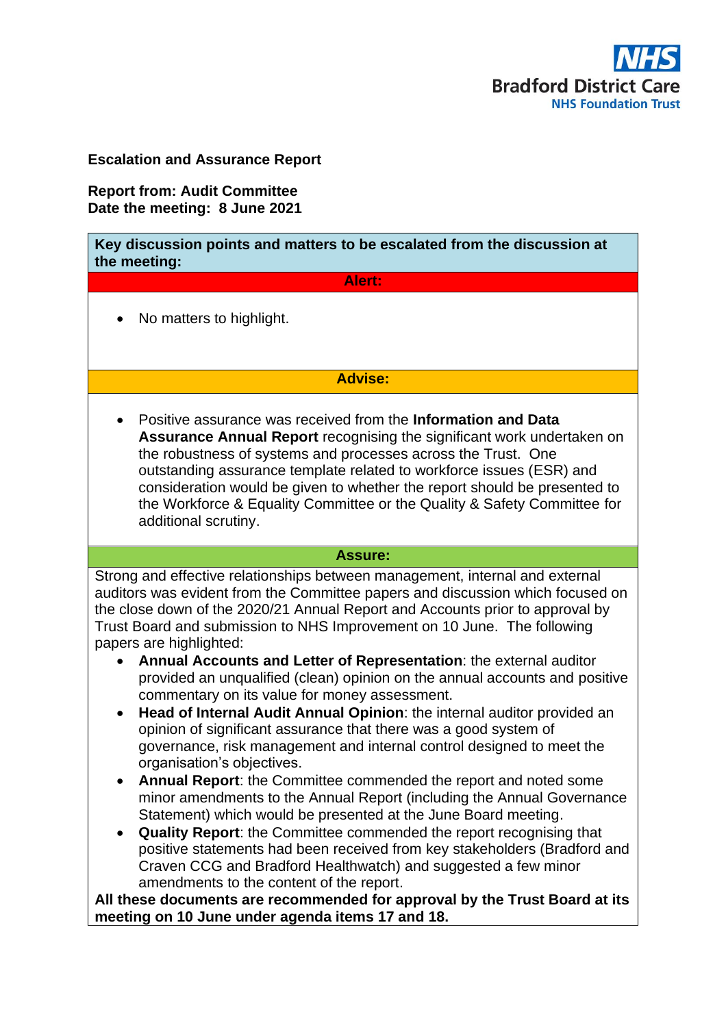**Bradford District Care**
**NHS Foundation Trust**

**Escalation and Assurance Report**

**Report from: Audit Committee**
**Date the meeting: 8 June 2021**

**Key discussion points and matters to be escalated from the discussion at the meeting:**

**Alert:**

- No matters to highlight.

**Advise:**

- Positive assurance was received from the **Information and Data Assurance Annual Report** recognising the significant work undertaken on the robustness of systems and processes across the Trust. One outstanding assurance template related to workforce issues (ESR) and consideration would be given to whether the report should be presented to the Workforce & Equality Committee or the Quality & Safety Committee for additional scrutiny.

**Assure:**

Strong and effective relationships between management, internal and external auditors was evident from the Committee papers and discussion which focused on the close down of the 2020/21 Annual Report and Accounts prior to approval by Trust Board and submission to NHS Improvement on 10 June. The following papers are highlighted:

- **Annual Accounts and Letter of Representation**: the external auditor provided an unqualified (clean) opinion on the annual accounts and positive commentary on its value for money assessment.
- **Head of Internal Audit Annual Opinion**: the internal auditor provided an opinion of significant assurance that there was a good system of governance, risk management and internal control designed to meet the organisation's objectives.
- **Annual Report**: the Committee commended the report and noted some minor amendments to the Annual Report (including the Annual Governance Statement) which would be presented at the June Board meeting.
- **Quality Report**: the Committee commended the report recognising that positive statements had been received from key stakeholders (Bradford and Craven CCG and Bradford Healthwatch) and suggested a few minor amendments to the content of the report.

**All these documents are recommended for approval by the Trust Board at its meeting on 10 June under agenda items 17 and 18.**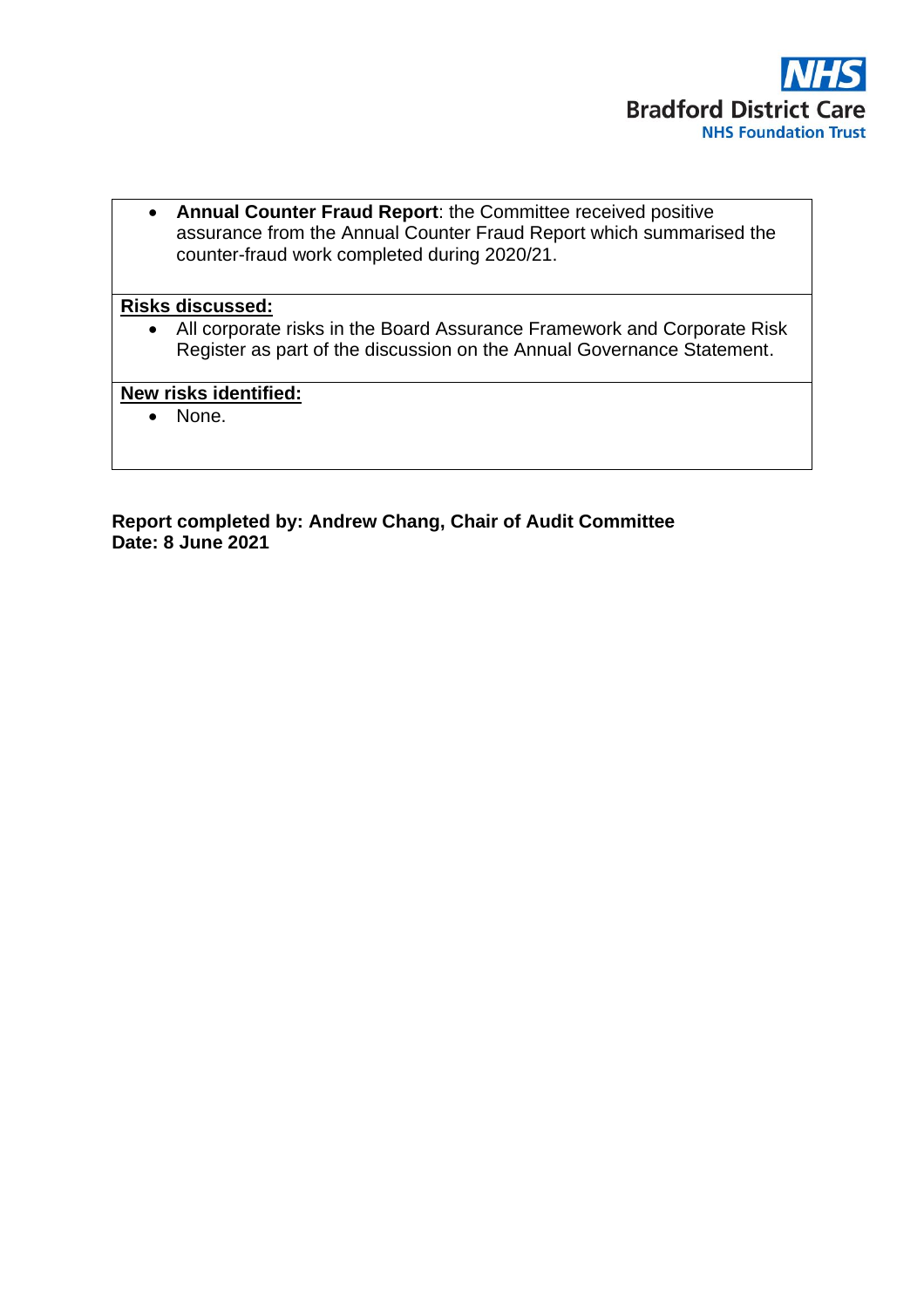- **Annual Counter Fraud Report**: the Committee received positive assurance from the Annual Counter Fraud Report which summarised the counter-fraud work completed during 2020/21.

**Risks discussed:**

- All corporate risks in the Board Assurance Framework and Corporate Risk Register as part of the discussion on the Annual Governance Statement.

**New risks identified:**

- None.

**Report completed by: Andrew Chang, Chair of Audit Committee**
**Date: 8 June 2021**